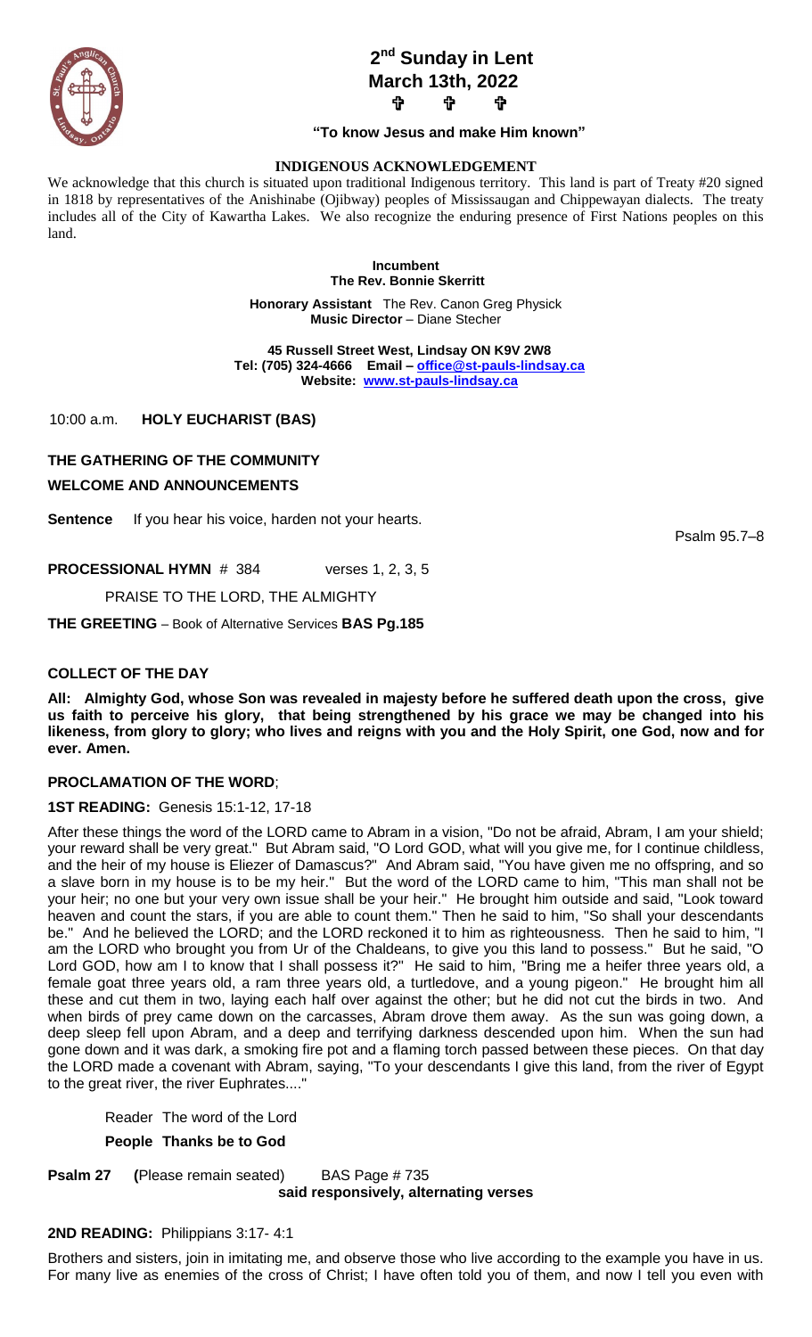# 2nd Sunday in Lent
## March 13th, 2022
✞ ✞ ✞

**"To know Jesus and make Him known"**

**INDIGENOUS ACKNOWLEDGEMENT**

We acknowledge that this church is situated upon traditional Indigenous territory. This land is part of Treaty #20 signed in 1818 by representatives of the Anishinabe (Ojibway) peoples of Mississaugan and Chippewayan dialects. The treaty includes all of the City of Kawartha Lakes. We also recognize the enduring presence of First Nations peoples on this land.

**Incumbent**
**The Rev. Bonnie Skerritt**

**Honorary Assistant** The Rev. Canon Greg Physick
**Music Director** – Diane Stecher

**45 Russell Street West, Lindsay ON K9V 2W8**
**Tel: (705) 324-4666 Email – office@st-pauls-lindsay.ca**
**Website: www.st-pauls-lindsay.ca**

10:00 a.m. **HOLY EUCHARIST (BAS)**

**THE GATHERING OF THE COMMUNITY**

**WELCOME AND ANNOUNCEMENTS**

**Sentence** If you hear his voice, harden not your hearts.

Psalm 95.7–8

**PROCESSIONAL HYMN** # 384 verses 1, 2, 3, 5

PRAISE TO THE LORD, THE ALMIGHTY

**THE GREETING** – Book of Alternative Services **BAS Pg.185**

**COLLECT OF THE DAY**

**All: Almighty God, whose Son was revealed in majesty before he suffered death upon the cross, give us faith to perceive his glory, that being strengthened by his grace we may be changed into his likeness, from glory to glory; who lives and reigns with you and the Holy Spirit, one God, now and for ever. Amen.**

**PROCLAMATION OF THE WORD**;

**1ST READING:** Genesis 15:1-12, 17-18

After these things the word of the LORD came to Abram in a vision, "Do not be afraid, Abram, I am your shield; your reward shall be very great." But Abram said, "O Lord GOD, what will you give me, for I continue childless, and the heir of my house is Eliezer of Damascus?" And Abram said, "You have given me no offspring, and so a slave born in my house is to be my heir." But the word of the LORD came to him, "This man shall not be your heir; no one but your very own issue shall be your heir." He brought him outside and said, "Look toward heaven and count the stars, if you are able to count them." Then he said to him, "So shall your descendants be." And he believed the LORD; and the LORD reckoned it to him as righteousness. Then he said to him, "I am the LORD who brought you from Ur of the Chaldeans, to give you this land to possess." But he said, "O Lord GOD, how am I to know that I shall possess it?" He said to him, "Bring me a heifer three years old, a female goat three years old, a ram three years old, a turtledove, and a young pigeon." He brought him all these and cut them in two, laying each half over against the other; but he did not cut the birds in two. And when birds of prey came down on the carcasses, Abram drove them away. As the sun was going down, a deep sleep fell upon Abram, and a deep and terrifying darkness descended upon him. When the sun had gone down and it was dark, a smoking fire pot and a flaming torch passed between these pieces. On that day the LORD made a covenant with Abram, saying, "To your descendants I give this land, from the river of Egypt to the great river, the river Euphrates...."

Reader The word of the Lord

**People Thanks be to God**

**Psalm 27 (**Please remain seated) BAS Page # 735
**said responsively, alternating verses**

**2ND READING:** Philippians 3:17- 4:1

Brothers and sisters, join in imitating me, and observe those who live according to the example you have in us. For many live as enemies of the cross of Christ; I have often told you of them, and now I tell you even with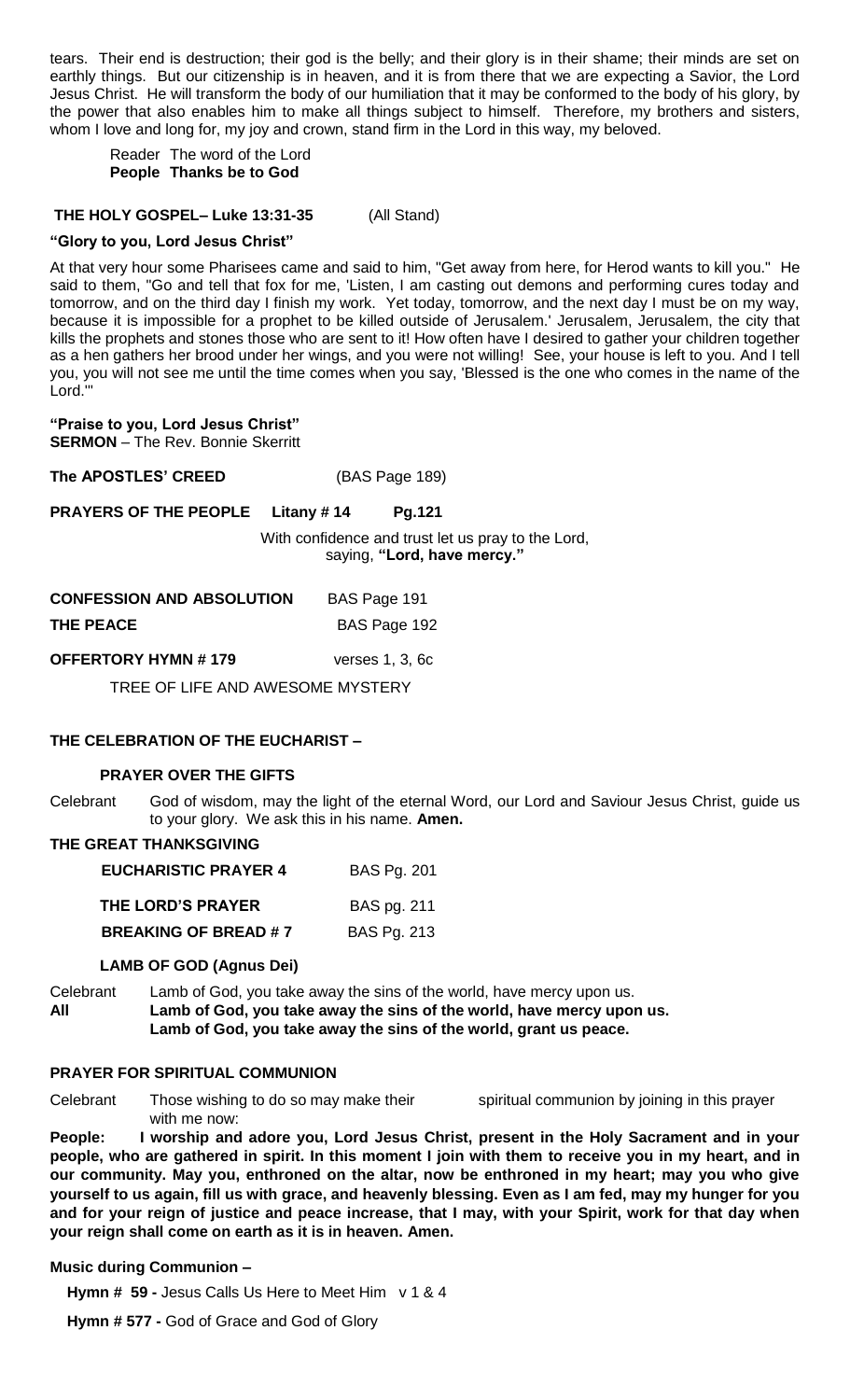tears. Their end is destruction; their god is the belly; and their glory is in their shame; their minds are set on earthly things. But our citizenship is in heaven, and it is from there that we are expecting a Savior, the Lord Jesus Christ. He will transform the body of our humiliation that it may be conformed to the body of his glory, by the power that also enables him to make all things subject to himself. Therefore, my brothers and sisters, whom I love and long for, my joy and crown, stand firm in the Lord in this way, my beloved.

Reader The word of the Lord
**People Thanks be to God**

**THE HOLY GOSPEL– Luke 13:31-35** (All Stand)

**"Glory to you, Lord Jesus Christ"**

At that very hour some Pharisees came and said to him, "Get away from here, for Herod wants to kill you." He said to them, "Go and tell that fox for me, 'Listen, I am casting out demons and performing cures today and tomorrow, and on the third day I finish my work. Yet today, tomorrow, and the next day I must be on my way, because it is impossible for a prophet to be killed outside of Jerusalem.' Jerusalem, Jerusalem, the city that kills the prophets and stones those who are sent to it! How often have I desired to gather your children together as a hen gathers her brood under her wings, and you were not willing! See, your house is left to you. And I tell you, you will not see me until the time comes when you say, 'Blessed is the one who comes in the name of the Lord.'"

**"Praise to you, Lord Jesus Christ"**
**SERMON** – The Rev. Bonnie Skerritt

**The APOSTLES' CREED** (BAS Page 189)

**PRAYERS OF THE PEOPLE Litany # 14 Pg.121**

With confidence and trust let us pray to the Lord, saying, **"Lord, have mercy."**

**CONFESSION AND ABSOLUTION** BAS Page 191

**THE PEACE** BAS Page 192

**OFFERTORY HYMN # 179** verses 1, 3, 6c

TREE OF LIFE AND AWESOME MYSTERY

**THE CELEBRATION OF THE EUCHARIST –**

**PRAYER OVER THE GIFTS**

Celebrant God of wisdom, may the light of the eternal Word, our Lord and Saviour Jesus Christ, guide us to your glory. We ask this in his name. **Amen.**

**THE GREAT THANKSGIVING**

**EUCHARISTIC PRAYER 4** BAS Pg. 201

**THE LORD'S PRAYER** BAS pg. 211

**BREAKING OF BREAD # 7** BAS Pg. 213

**LAMB OF GOD (Agnus Dei)**

Celebrant Lamb of God, you take away the sins of the world, have mercy upon us.
**All Lamb of God, you take away the sins of the world, have mercy upon us.**
**Lamb of God, you take away the sins of the world, grant us peace.**

**PRAYER FOR SPIRITUAL COMMUNION**

Celebrant Those wishing to do so may make their spiritual communion by joining in this prayer with me now:

**People: I worship and adore you, Lord Jesus Christ, present in the Holy Sacrament and in your people, who are gathered in spirit. In this moment I join with them to receive you in my heart, and in our community. May you, enthroned on the altar, now be enthroned in my heart; may you who give yourself to us again, fill us with grace, and heavenly blessing. Even as I am fed, may my hunger for you and for your reign of justice and peace increase, that I may, with your Spirit, work for that day when your reign shall come on earth as it is in heaven. Amen.**

**Music during Communion –**

**Hymn # 59 -** Jesus Calls Us Here to Meet Him v 1 & 4

**Hymn # 577 -** God of Grace and God of Glory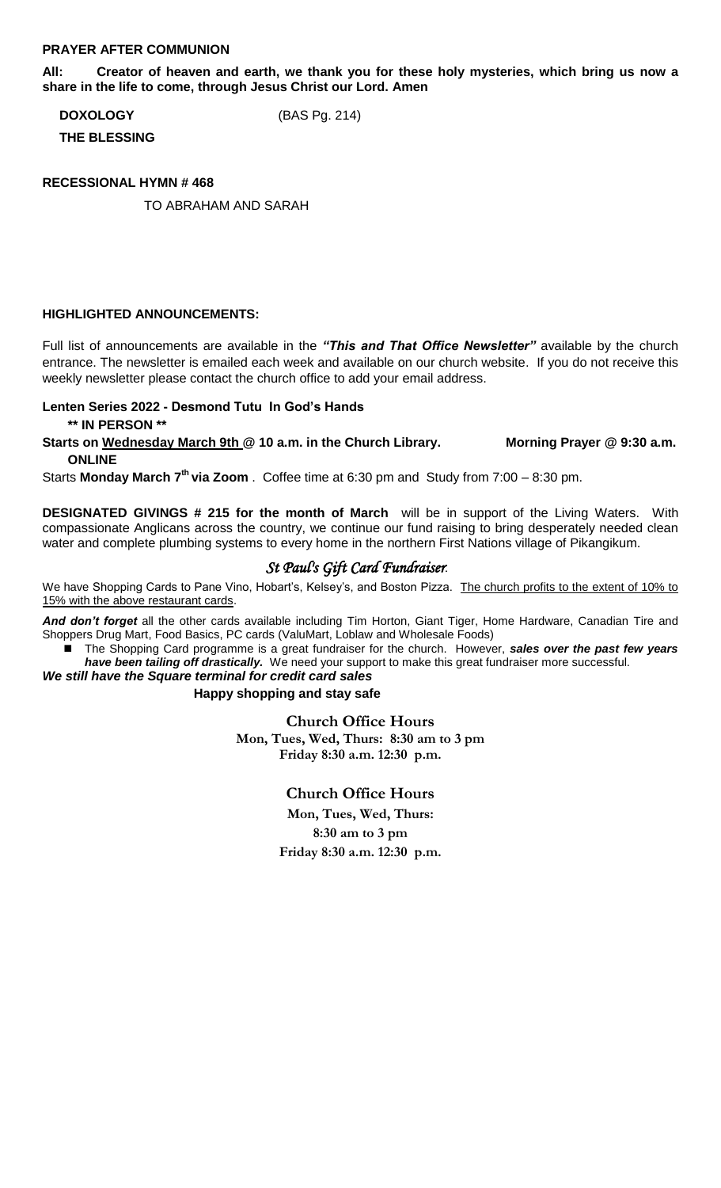**PRAYER AFTER COMMUNION**

**All: Creator of heaven and earth, we thank you for these holy mysteries, which bring us now a share in the life to come, through Jesus Christ our Lord. Amen**

**DOXOLOGY** (BAS Pg. 214)

**THE BLESSING**

**RECESSIONAL HYMN # 468**

TO ABRAHAM AND SARAH

**HIGHLIGHTED ANNOUNCEMENTS:**

Full list of announcements are available in the ***"This and That Office Newsletter"*** available by the church entrance. The newsletter is emailed each week and available on our church website. If you do not receive this weekly newsletter please contact the church office to add your email address.

**Lenten Series 2022 - Desmond Tutu In God's Hands**

**\*\* IN PERSON \*\***

**Starts on Wednesday March 9th @ 10 a.m. in the Church Library. Morning Prayer @ 9:30 a.m.**

**ONLINE**

Starts **Monday March 7th via Zoom** . Coffee time at 6:30 pm and Study from 7:00 – 8:30 pm.

**DESIGNATED GIVINGS # 215 for the month of March** will be in support of the Living Waters. With compassionate Anglicans across the country, we continue our fund raising to bring desperately needed clean water and complete plumbing systems to every home in the northern First Nations village of Pikangikum.

## *St Paul's Gift Card Fundraiser.*

We have Shopping Cards to Pane Vino, Hobart's, Kelsey's, and Boston Pizza. The church profits to the extent of 10% to 15% with the above restaurant cards.

***And don't forget*** all the other cards available including Tim Horton, Giant Tiger, Home Hardware, Canadian Tire and Shoppers Drug Mart, Food Basics, PC cards (ValuMart, Loblaw and Wholesale Foods)

- The Shopping Card programme is a great fundraiser for the church. However, ***sales over the past few years have been tailing off drastically.*** We need your support to make this great fundraiser more successful.

***We still have the Square terminal for credit card sales***

**Happy shopping and stay safe**

**Church Office Hours**
**Mon, Tues, Wed, Thurs: 8:30 am to 3 pm**
**Friday 8:30 a.m. 12:30 p.m.**

**Church Office Hours**
**Mon, Tues, Wed, Thurs:**
**8:30 am to 3 pm**
**Friday 8:30 a.m. 12:30 p.m.**